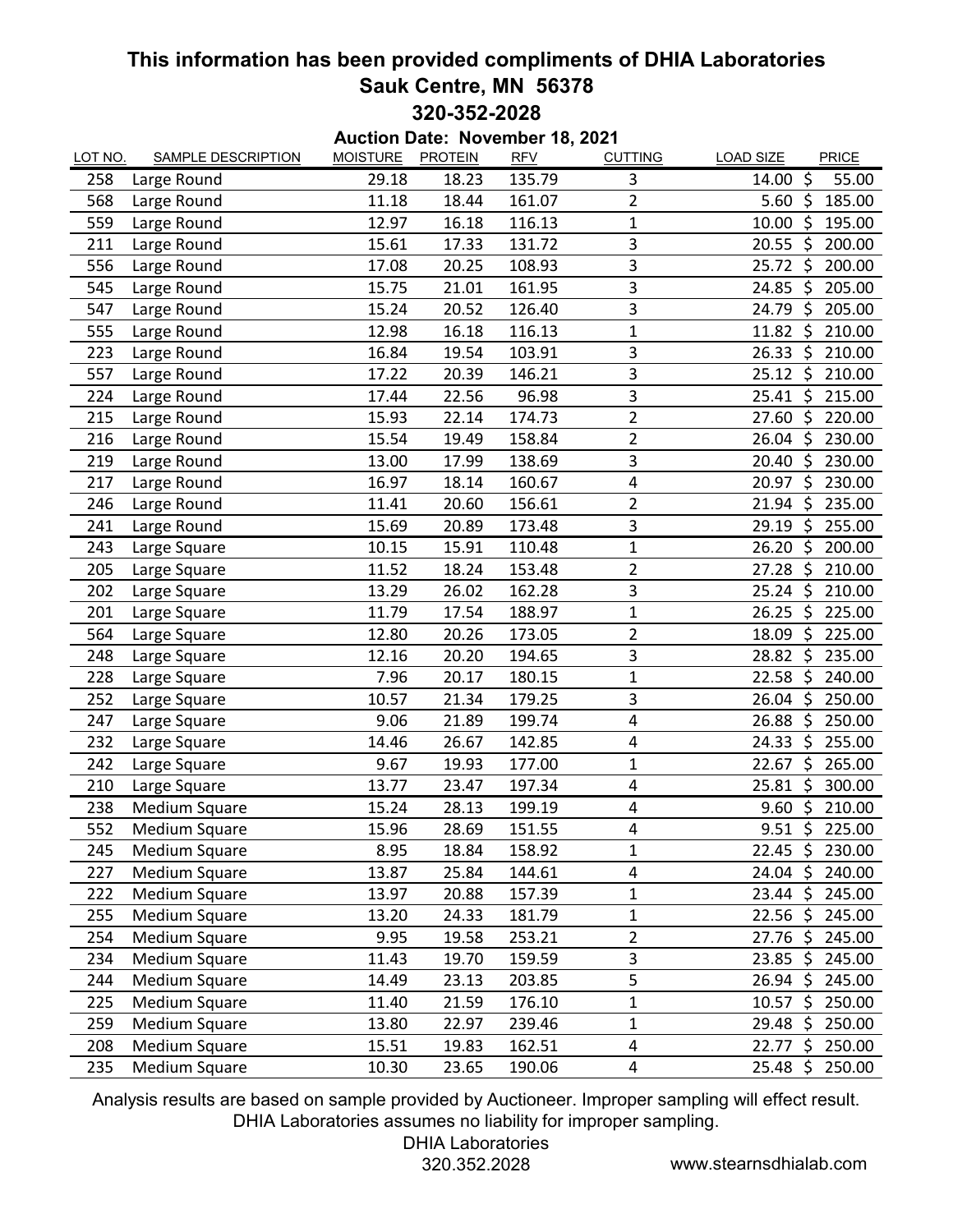# This information has been provided compliments of DHIA Laboratories

**Sauk Centre, MN 56378**

**320-352-2028**

**Auction Date: November 18, 2021**

| LOT NO. | SAMPLE DESCRIPTION | MOISTURE | PROTEIN | RFV | CUTTING | LOAD SIZE | PRICE |
|---|---|---|---|---|---|---|---|
| 258 | Large Round | 29.18 | 18.23 | 135.79 | 3 | 14.00 | $ 55.00 |
| 568 | Large Round | 11.18 | 18.44 | 161.07 | 2 | 5.60 | $ 185.00 |
| 559 | Large Round | 12.97 | 16.18 | 116.13 | 1 | 10.00 | $ 195.00 |
| 211 | Large Round | 15.61 | 17.33 | 131.72 | 3 | 20.55 | $ 200.00 |
| 556 | Large Round | 17.08 | 20.25 | 108.93 | 3 | 25.72 | $ 200.00 |
| 545 | Large Round | 15.75 | 21.01 | 161.95 | 3 | 24.85 | $ 205.00 |
| 547 | Large Round | 15.24 | 20.52 | 126.40 | 3 | 24.79 | $ 205.00 |
| 555 | Large Round | 12.98 | 16.18 | 116.13 | 1 | 11.82 | $ 210.00 |
| 223 | Large Round | 16.84 | 19.54 | 103.91 | 3 | 26.33 | $ 210.00 |
| 557 | Large Round | 17.22 | 20.39 | 146.21 | 3 | 25.12 | $ 210.00 |
| 224 | Large Round | 17.44 | 22.56 | 96.98 | 3 | 25.41 | $ 215.00 |
| 215 | Large Round | 15.93 | 22.14 | 174.73 | 2 | 27.60 | $ 220.00 |
| 216 | Large Round | 15.54 | 19.49 | 158.84 | 2 | 26.04 | $ 230.00 |
| 219 | Large Round | 13.00 | 17.99 | 138.69 | 3 | 20.40 | $ 230.00 |
| 217 | Large Round | 16.97 | 18.14 | 160.67 | 4 | 20.97 | $ 230.00 |
| 246 | Large Round | 11.41 | 20.60 | 156.61 | 2 | 21.94 | $ 235.00 |
| 241 | Large Round | 15.69 | 20.89 | 173.48 | 3 | 29.19 | $ 255.00 |
| 243 | Large Square | 10.15 | 15.91 | 110.48 | 1 | 26.20 | $ 200.00 |
| 205 | Large Square | 11.52 | 18.24 | 153.48 | 2 | 27.28 | $ 210.00 |
| 202 | Large Square | 13.29 | 26.02 | 162.28 | 3 | 25.24 | $ 210.00 |
| 201 | Large Square | 11.79 | 17.54 | 188.97 | 1 | 26.25 | $ 225.00 |
| 564 | Large Square | 12.80 | 20.26 | 173.05 | 2 | 18.09 | $ 225.00 |
| 248 | Large Square | 12.16 | 20.20 | 194.65 | 3 | 28.82 | $ 235.00 |
| 228 | Large Square | 7.96 | 20.17 | 180.15 | 1 | 22.58 | $ 240.00 |
| 252 | Large Square | 10.57 | 21.34 | 179.25 | 3 | 26.04 | $ 250.00 |
| 247 | Large Square | 9.06 | 21.89 | 199.74 | 4 | 26.88 | $ 250.00 |
| 232 | Large Square | 14.46 | 26.67 | 142.85 | 4 | 24.33 | $ 255.00 |
| 242 | Large Square | 9.67 | 19.93 | 177.00 | 1 | 22.67 | $ 265.00 |
| 210 | Large Square | 13.77 | 23.47 | 197.34 | 4 | 25.81 | $ 300.00 |
| 238 | Medium Square | 15.24 | 28.13 | 199.19 | 4 | 9.60 | $ 210.00 |
| 552 | Medium Square | 15.96 | 28.69 | 151.55 | 4 | 9.51 | $ 225.00 |
| 245 | Medium Square | 8.95 | 18.84 | 158.92 | 1 | 22.45 | $ 230.00 |
| 227 | Medium Square | 13.87 | 25.84 | 144.61 | 4 | 24.04 | $ 240.00 |
| 222 | Medium Square | 13.97 | 20.88 | 157.39 | 1 | 23.44 | $ 245.00 |
| 255 | Medium Square | 13.20 | 24.33 | 181.79 | 1 | 22.56 | $ 245.00 |
| 254 | Medium Square | 9.95 | 19.58 | 253.21 | 2 | 27.76 | $ 245.00 |
| 234 | Medium Square | 11.43 | 19.70 | 159.59 | 3 | 23.85 | $ 245.00 |
| 244 | Medium Square | 14.49 | 23.13 | 203.85 | 5 | 26.94 | $ 245.00 |
| 225 | Medium Square | 11.40 | 21.59 | 176.10 | 1 | 10.57 | $ 250.00 |
| 259 | Medium Square | 13.80 | 22.97 | 239.46 | 1 | 29.48 | $ 250.00 |
| 208 | Medium Square | 15.51 | 19.83 | 162.51 | 4 | 22.77 | $ 250.00 |
| 235 | Medium Square | 10.30 | 23.65 | 190.06 | 4 | 25.48 | $ 250.00 |

Analysis results are based on sample provided by Auctioneer. Improper sampling will effect result. DHIA Laboratories assumes no liability for improper sampling.

DHIA Laboratories
320.352.2028

www.stearnsdhialab.com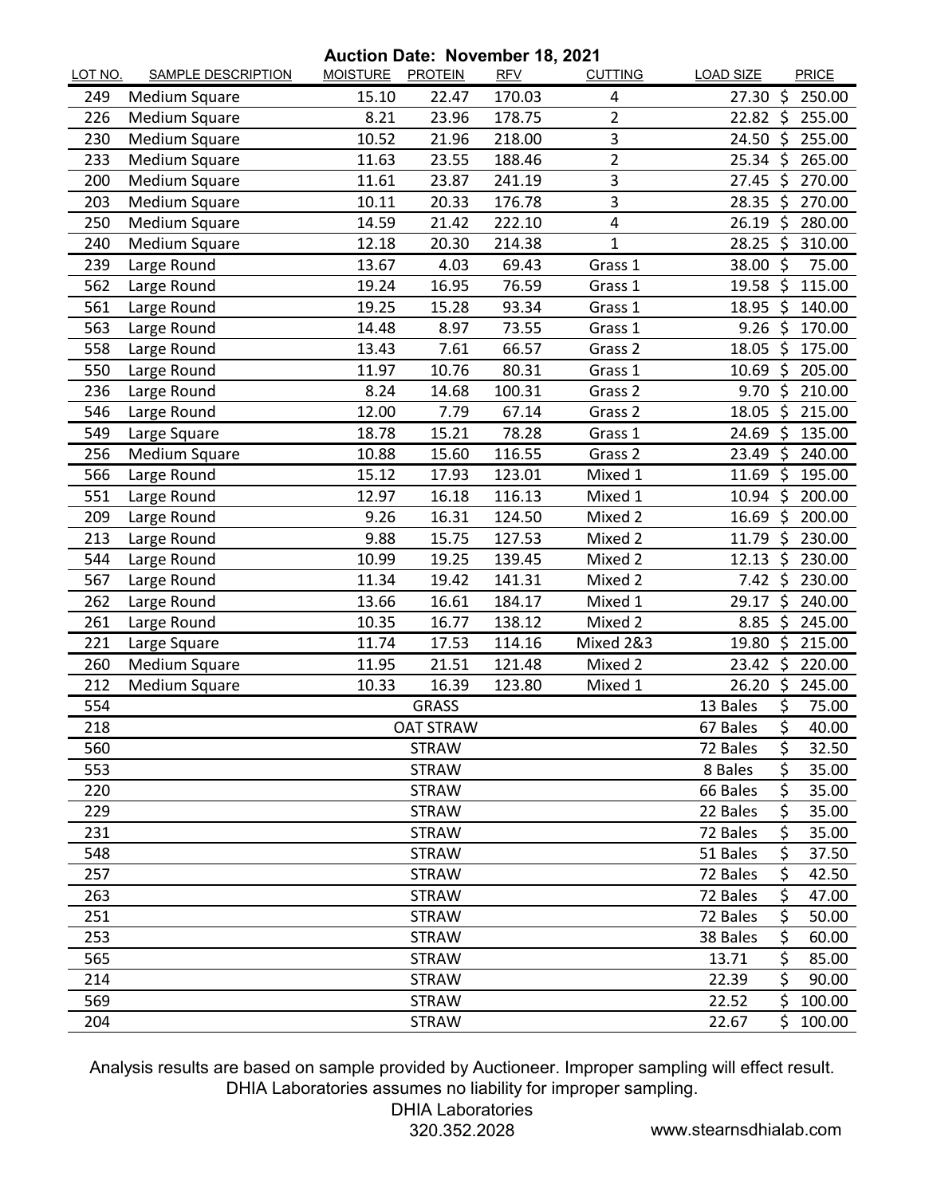**Auction Date: November 18, 2021**

| LOT NO. | SAMPLE DESCRIPTION | MOISTURE | PROTEIN | RFV | CUTTING | LOAD SIZE | PRICE |
|---|---|---|---|---|---|---|---|
| 249 | Medium Square | 15.10 | 22.47 | 170.03 | 4 | 27.30 | $ 250.00 |
| 226 | Medium Square | 8.21 | 23.96 | 178.75 | 2 | 22.82 | $ 255.00 |
| 230 | Medium Square | 10.52 | 21.96 | 218.00 | 3 | 24.50 | $ 255.00 |
| 233 | Medium Square | 11.63 | 23.55 | 188.46 | 2 | 25.34 | $ 265.00 |
| 200 | Medium Square | 11.61 | 23.87 | 241.19 | 3 | 27.45 | $ 270.00 |
| 203 | Medium Square | 10.11 | 20.33 | 176.78 | 3 | 28.35 | $ 270.00 |
| 250 | Medium Square | 14.59 | 21.42 | 222.10 | 4 | 26.19 | $ 280.00 |
| 240 | Medium Square | 12.18 | 20.30 | 214.38 | 1 | 28.25 | $ 310.00 |
| 239 | Large Round | 13.67 | 4.03 | 69.43 | Grass 1 | 38.00 | $ 75.00 |
| 562 | Large Round | 19.24 | 16.95 | 76.59 | Grass 1 | 19.58 | $ 115.00 |
| 561 | Large Round | 19.25 | 15.28 | 93.34 | Grass 1 | 18.95 | $ 140.00 |
| 563 | Large Round | 14.48 | 8.97 | 73.55 | Grass 1 | 9.26 | $ 170.00 |
| 558 | Large Round | 13.43 | 7.61 | 66.57 | Grass 2 | 18.05 | $ 175.00 |
| 550 | Large Round | 11.97 | 10.76 | 80.31 | Grass 1 | 10.69 | $ 205.00 |
| 236 | Large Round | 8.24 | 14.68 | 100.31 | Grass 2 | 9.70 | $ 210.00 |
| 546 | Large Round | 12.00 | 7.79 | 67.14 | Grass 2 | 18.05 | $ 215.00 |
| 549 | Large Square | 18.78 | 15.21 | 78.28 | Grass 1 | 24.69 | $ 135.00 |
| 256 | Medium Square | 10.88 | 15.60 | 116.55 | Grass 2 | 23.49 | $ 240.00 |
| 566 | Large Round | 15.12 | 17.93 | 123.01 | Mixed 1 | 11.69 | $ 195.00 |
| 551 | Large Round | 12.97 | 16.18 | 116.13 | Mixed 1 | 10.94 | $ 200.00 |
| 209 | Large Round | 9.26 | 16.31 | 124.50 | Mixed 2 | 16.69 | $ 200.00 |
| 213 | Large Round | 9.88 | 15.75 | 127.53 | Mixed 2 | 11.79 | $ 230.00 |
| 544 | Large Round | 10.99 | 19.25 | 139.45 | Mixed 2 | 12.13 | $ 230.00 |
| 567 | Large Round | 11.34 | 19.42 | 141.31 | Mixed 2 | 7.42 | $ 230.00 |
| 262 | Large Round | 13.66 | 16.61 | 184.17 | Mixed 1 | 29.17 | $ 240.00 |
| 261 | Large Round | 10.35 | 16.77 | 138.12 | Mixed 2 | 8.85 | $ 245.00 |
| 221 | Large Square | 11.74 | 17.53 | 114.16 | Mixed 2&3 | 19.80 | $ 215.00 |
| 260 | Medium Square | 11.95 | 21.51 | 121.48 | Mixed 2 | 23.42 | $ 220.00 |
| 212 | Medium Square | 10.33 | 16.39 | 123.80 | Mixed 1 | 26.20 | $ 245.00 |
| 554 | | | GRASS | | | 13 Bales | $ 75.00 |
| 218 | | | OAT STRAW | | | 67 Bales | $ 40.00 |
| 560 | | | STRAW | | | 72 Bales | $ 32.50 |
| 553 | | | STRAW | | | 8 Bales | $ 35.00 |
| 220 | | | STRAW | | | 66 Bales | $ 35.00 |
| 229 | | | STRAW | | | 22 Bales | $ 35.00 |
| 231 | | | STRAW | | | 72 Bales | $ 35.00 |
| 548 | | | STRAW | | | 51 Bales | $ 37.50 |
| 257 | | | STRAW | | | 72 Bales | $ 42.50 |
| 263 | | | STRAW | | | 72 Bales | $ 47.00 |
| 251 | | | STRAW | | | 72 Bales | $ 50.00 |
| 253 | | | STRAW | | | 38 Bales | $ 60.00 |
| 565 | | | STRAW | | | 13.71 | $ 85.00 |
| 214 | | | STRAW | | | 22.39 | $ 90.00 |
| 569 | | | STRAW | | | 22.52 | $ 100.00 |
| 204 | | | STRAW | | | 22.67 | $ 100.00 |

Analysis results are based on sample provided by Auctioneer. Improper sampling will effect result. DHIA Laboratories assumes no liability for improper sampling.

DHIA Laboratories
320.352.2028

www.stearnsdhialab.com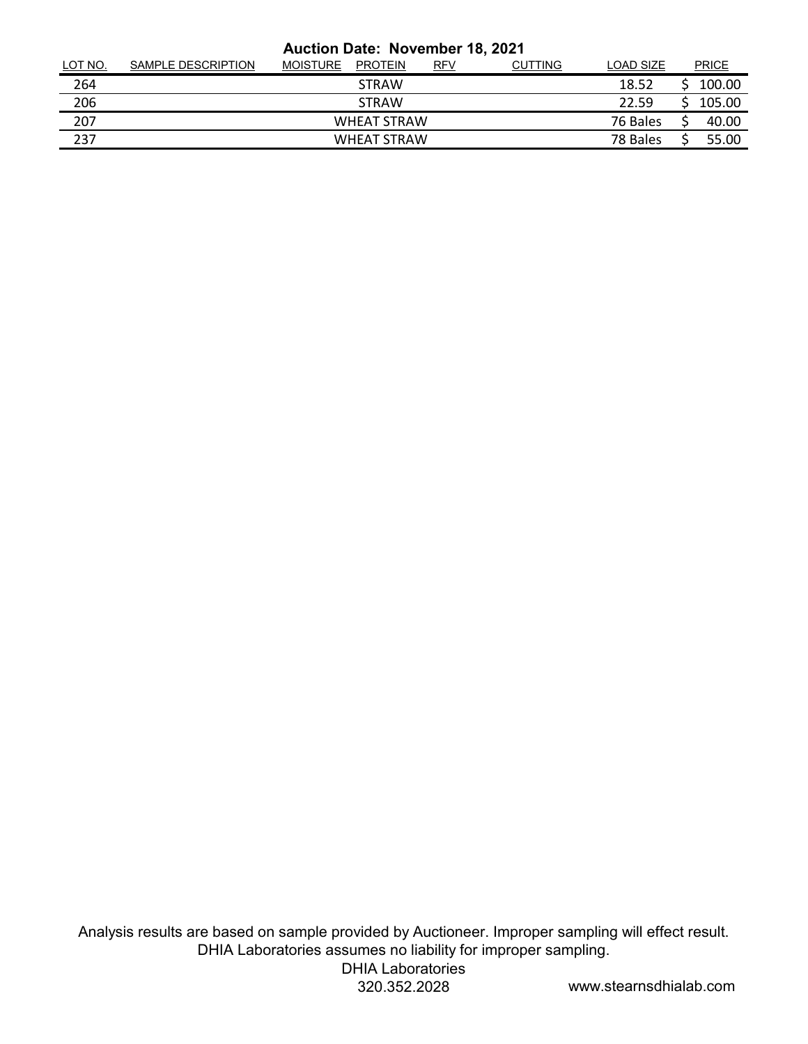**Auction Date: November 18, 2021**

| LOT NO. | SAMPLE DESCRIPTION | MOISTURE | PROTEIN | RFV | CUTTING | LOAD SIZE | PRICE |
|---|---|---|---|---|---|---|---|
| 264 | | | STRAW | | | 18.52 | $ 100.00 |
| 206 | | | STRAW | | | 22.59 | $ 105.00 |
| 207 | | | WHEAT STRAW | | | 76 Bales | $ 40.00 |
| 237 | | | WHEAT STRAW | | | 78 Bales | $ 55.00 |

Analysis results are based on sample provided by Auctioneer. Improper sampling will effect result.
DHIA Laboratories assumes no liability for improper sampling.

DHIA Laboratories
320.352.2028 www.stearnsdhialab.com